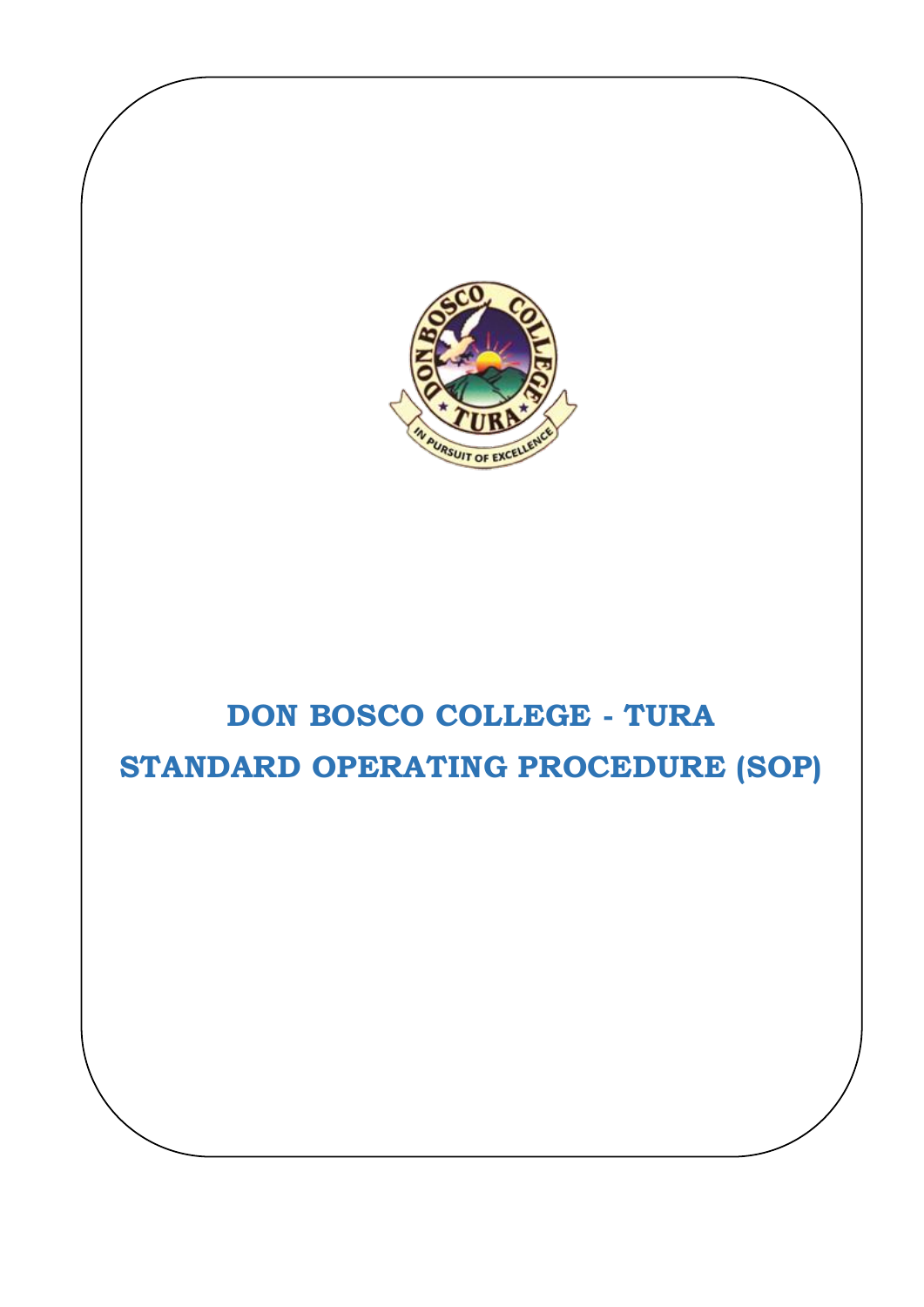# DON BOSCO COLLEGE - TURA

# STANDARD OPERATING PROCEDURE (SOP)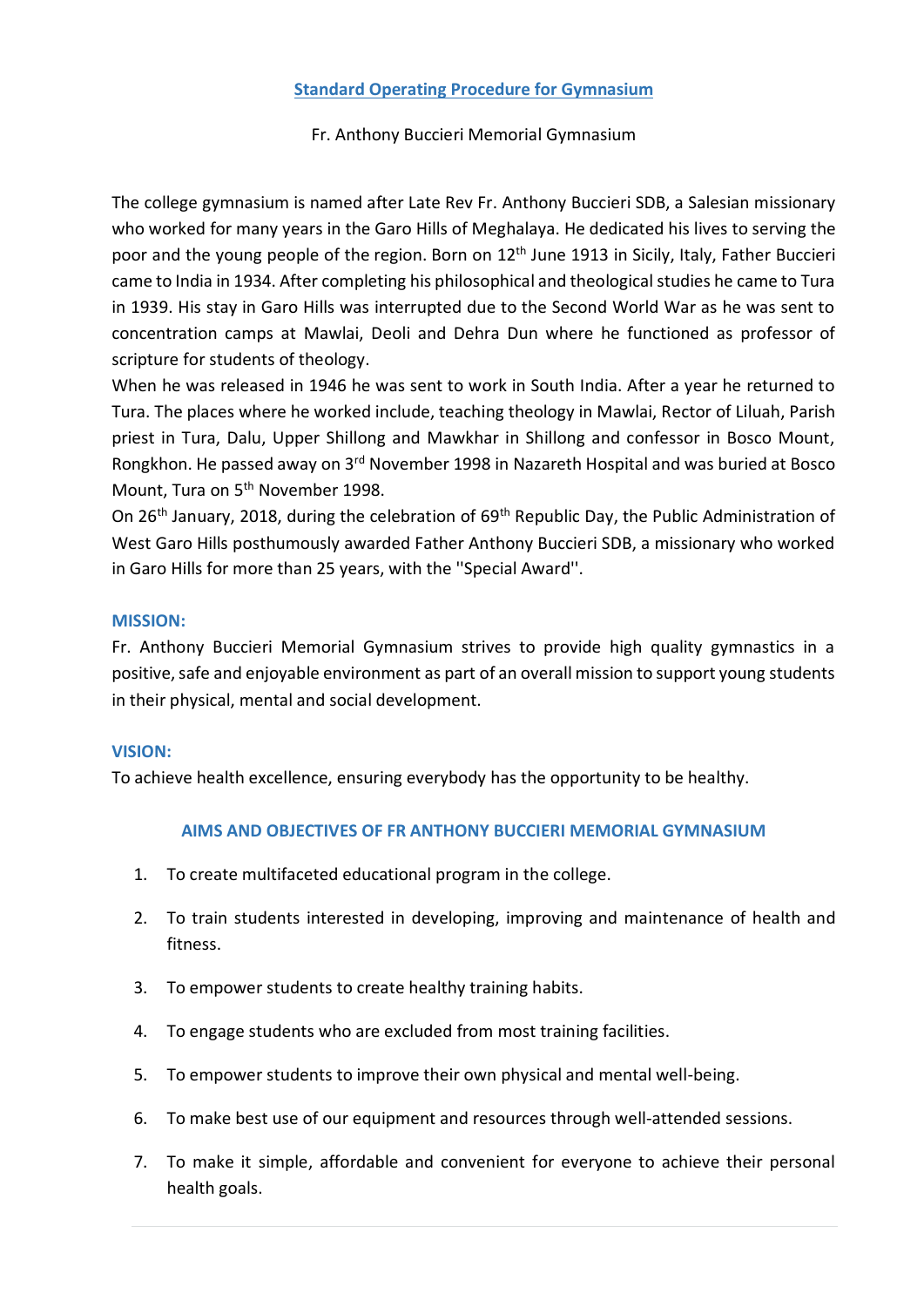## Standard Operating Procedure for Gymnasium

Fr. Anthony Buccieri Memorial Gymnasium

The college gymnasium is named after Late Rev Fr. Anthony Buccieri SDB, a Salesian missionary who worked for many years in the Garo Hills of Meghalaya. He dedicated his lives to serving the poor and the young people of the region. Born on 12th June 1913 in Sicily, Italy, Father Buccieri came to India in 1934. After completing his philosophical and theological studies he came to Tura in 1939. His stay in Garo Hills was interrupted due to the Second World War as he was sent to concentration camps at Mawlai, Deoli and Dehra Dun where he functioned as professor of scripture for students of theology.

When he was released in 1946 he was sent to work in South India. After a year he returned to Tura. The places where he worked include, teaching theology in Mawlai, Rector of Liluah, Parish priest in Tura, Dalu, Upper Shillong and Mawkhar in Shillong and confessor in Bosco Mount, Rongkhon. He passed away on 3rd November 1998 in Nazareth Hospital and was buried at Bosco Mount, Tura on 5th November 1998.

On 26th January, 2018, during the celebration of 69th Republic Day, the Public Administration of West Garo Hills posthumously awarded Father Anthony Buccieri SDB, a missionary who worked in Garo Hills for more than 25 years, with the ''Special Award''.

### MISSION:

Fr. Anthony Buccieri Memorial Gymnasium strives to provide high quality gymnastics in a positive, safe and enjoyable environment as part of an overall mission to support young students in their physical, mental and social development.

### VISION:

To achieve health excellence, ensuring everybody has the opportunity to be healthy.

### AIMS AND OBJECTIVES OF FR ANTHONY BUCCIERI MEMORIAL GYMNASIUM

1. To create multifaceted educational program in the college.
2. To train students interested in developing, improving and maintenance of health and fitness.
3. To empower students to create healthy training habits.
4. To engage students who are excluded from most training facilities.
5. To empower students to improve their own physical and mental well-being.
6. To make best use of our equipment and resources through well-attended sessions.
7. To make it simple, affordable and convenient for everyone to achieve their personal health goals.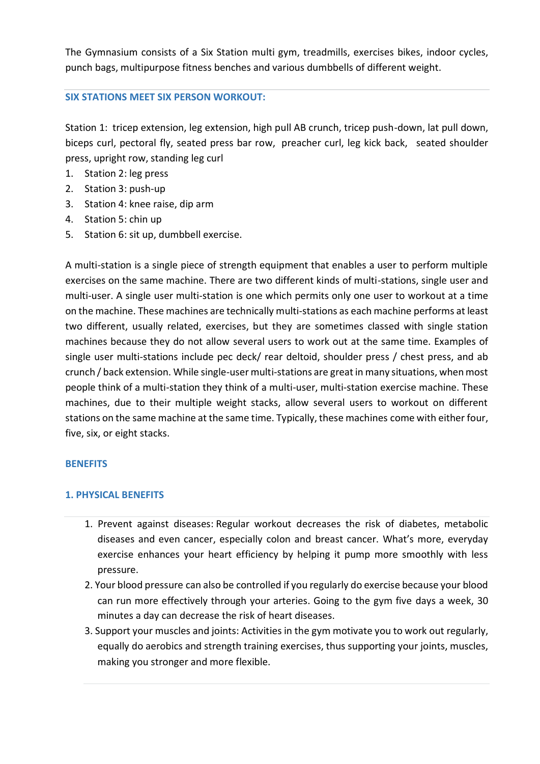The Gymnasium consists of a Six Station multi gym, treadmills, exercises bikes, indoor cycles, punch bags, multipurpose fitness benches and various dumbbells of different weight.

---

**SIX STATIONS MEET SIX PERSON WORKOUT:**

Station 1: tricep extension, leg extension, high pull AB crunch, tricep push-down, lat pull down, biceps curl, pectoral fly, seated press bar row, preacher curl, leg kick back, seated shoulder press, upright row, standing leg curl

1. Station 2: leg press
2. Station 3: push-up
3. Station 4: knee raise, dip arm
4. Station 5: chin up
5. Station 6: sit up, dumbbell exercise.

A multi-station is a single piece of strength equipment that enables a user to perform multiple exercises on the same machine. There are two different kinds of multi-stations, single user and multi-user. A single user multi-station is one which permits only one user to workout at a time on the machine. These machines are technically multi-stations as each machine performs at least two different, usually related, exercises, but they are sometimes classed with single station machines because they do not allow several users to work out at the same time. Examples of single user multi-stations include pec deck/ rear deltoid, shoulder press / chest press, and ab crunch / back extension. While single-user multi-stations are great in many situations, when most people think of a multi-station they think of a multi-user, multi-station exercise machine. These machines, due to their multiple weight stacks, allow several users to workout on different stations on the same machine at the same time. Typically, these machines come with either four, five, six, or eight stacks.

**BENEFITS**

**1. PHYSICAL BENEFITS**

---

1. Prevent against diseases: Regular workout decreases the risk of diabetes, metabolic diseases and even cancer, especially colon and breast cancer. What's more, everyday exercise enhances your heart efficiency by helping it pump more smoothly with less pressure.
2. Your blood pressure can also be controlled if you regularly do exercise because your blood can run more effectively through your arteries. Going to the gym five days a week, 30 minutes a day can decrease the risk of heart diseases.
3. Support your muscles and joints: Activities in the gym motivate you to work out regularly, equally do aerobics and strength training exercises, thus supporting your joints, muscles, making you stronger and more flexible.

---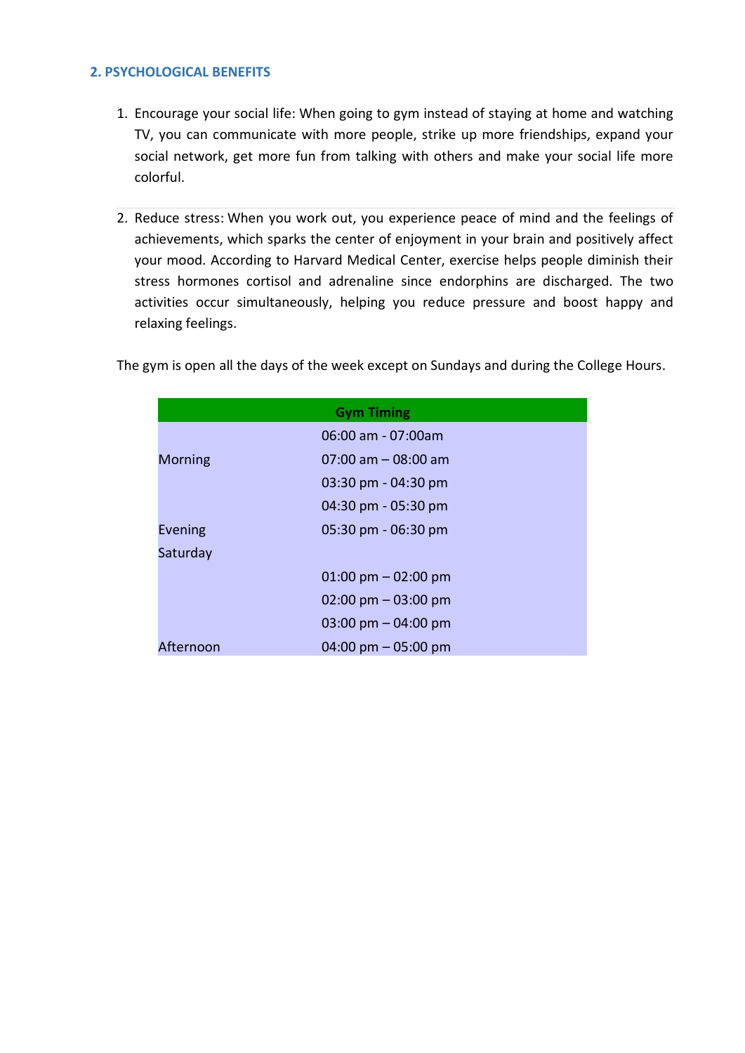## 2. PSYCHOLOGICAL BENEFITS

1. Encourage your social life: When going to gym instead of staying at home and watching TV, you can communicate with more people, strike up more friendships, expand your social network, get more fun from talking with others and make your social life more colorful.

2. Reduce stress: When you work out, you experience peace of mind and the feelings of achievements, which sparks the center of enjoyment in your brain and positively affect your mood. According to Harvard Medical Center, exercise helps people diminish their stress hormones cortisol and adrenaline since endorphins are discharged. The two activities occur simultaneously, helping you reduce pressure and boost happy and relaxing feelings.

The gym is open all the days of the week except on Sundays and during the College Hours.

| Gym Timing | |
|---|---|
| | 06:00 am - 07:00am |
| Morning | 07:00 am – 08:00 am |
| | 03:30 pm - 04:30 pm |
| | 04:30 pm - 05:30 pm |
| Evening | 05:30 pm - 06:30 pm |
| Saturday | |
| | 01:00 pm – 02:00 pm |
| | 02:00 pm – 03:00 pm |
| | 03:00 pm – 04:00 pm |
| Afternoon | 04:00 pm – 05:00 pm |